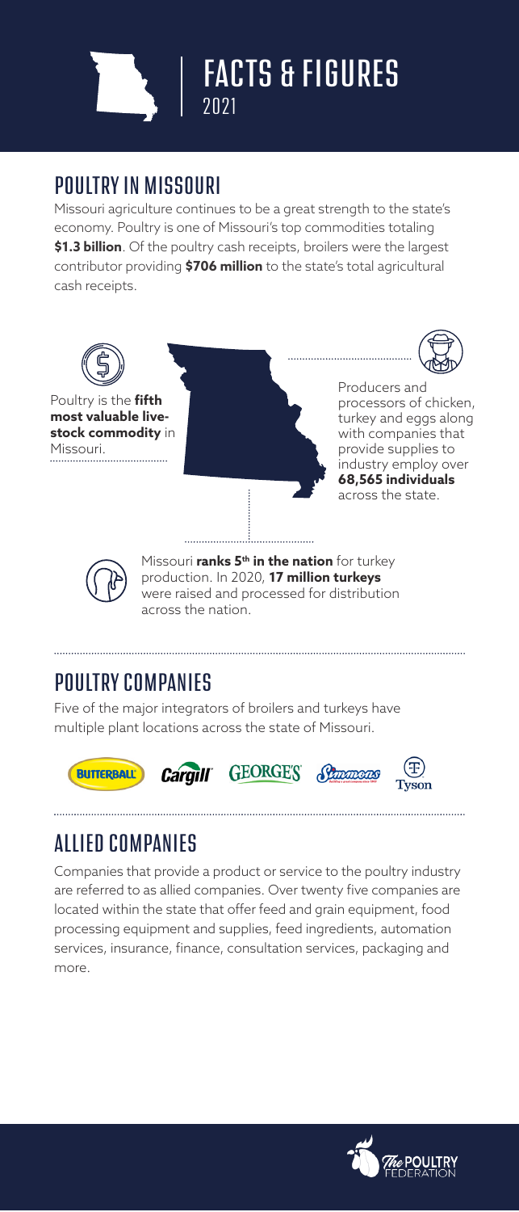# FACTS & FIGURES

2021

## POULTRY IN MISSOURI

Missouri agriculture continues to be a great strength to the state's economy. Poultry is one of Missouri's top commodities totaling **$1.3 billion**. Of the poultry cash receipts, broilers were the largest contributor providing **$706 million** to the state's total agricultural cash receipts.

Poultry is the **fifth most valuable livestock commodity** in Missouri.

Producers and processors of chicken, turkey and eggs along with companies that provide supplies to industry employ over **68,565 individuals** across the state.

Missouri **ranks 5th in the nation** for turkey production. In 2020, **17 million turkeys** were raised and processed for distribution across the nation.

## POULTRY COMPANIES

Five of the major integrators of broilers and turkeys have multiple plant locations across the state of Missouri.

BUTTERBALL · Cargill · GEORGE'S · Simmons · Tyson

## ALLIED COMPANIES

Companies that provide a product or service to the poultry industry are referred to as allied companies. Over twenty five companies are located within the state that offer feed and grain equipment, food processing equipment and supplies, feed ingredients, automation services, insurance, finance, consultation services, packaging and more.

The Poultry Federation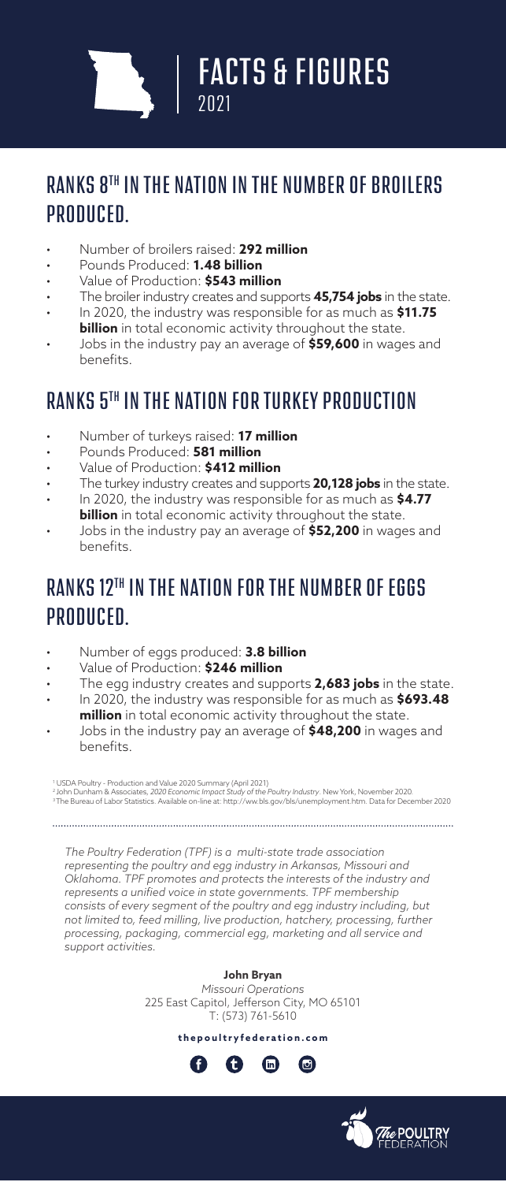# FACTS & FIGURES

2021

## RANKS 8TH IN THE NATION IN THE NUMBER OF BROILERS PRODUCED.

- Number of broilers raised: **292 million**
- Pounds Produced: **1.48 billion**
- Value of Production: **$543 million**
- The broiler industry creates and supports **45,754 jobs** in the state.
- In 2020, the industry was responsible for as much as **$11.75 billion** in total economic activity throughout the state.
- Jobs in the industry pay an average of **$59,600** in wages and benefits.

## RANKS 5TH IN THE NATION FOR TURKEY PRODUCTION

- Number of turkeys raised: **17 million**
- Pounds Produced: **581 million**
- Value of Production: **$412 million**
- The turkey industry creates and supports **20,128 jobs** in the state.
- In 2020, the industry was responsible for as much as **$4.77 billion** in total economic activity throughout the state.
- Jobs in the industry pay an average of **$52,200** in wages and benefits.

## RANKS 12TH IN THE NATION FOR THE NUMBER OF EGGS PRODUCED.

- Number of eggs produced: **3.8 billion**
- Value of Production: **$246 million**
- The egg industry creates and supports **2,683 jobs** in the state.
- In 2020, the industry was responsible for as much as **$693.48 million** in total economic activity throughout the state.
- Jobs in the industry pay an average of **$48,200** in wages and benefits.

[1] USDA Poultry - Production and Value 2020 Summary (April 2021)
[2] John Dunham & Associates, *2020 Economic Impact Study of the Poultry Industry*. New York, November 2020.
[3] The Bureau of Labor Statistics. Available on-line at: http://ww.bls.gov/bls/unemployment.htm. Data for December 2020

---

*The Poultry Federation (TPF) is a multi-state trade association representing the poultry and egg industry in Arkansas, Missouri and Oklahoma. TPF promotes and protects the interests of the industry and represents a unified voice in state governments. TPF membership consists of every segment of the poultry and egg industry including, but not limited to, feed milling, live production, hatchery, processing, further processing, packaging, commercial egg, marketing and all service and support activities.*

**John Bryan**
*Missouri Operations*
225 East Capitol, Jefferson City, MO 65101
T: (573) 761-5610

**thepoultryfederation.com**

The Poultry Federation